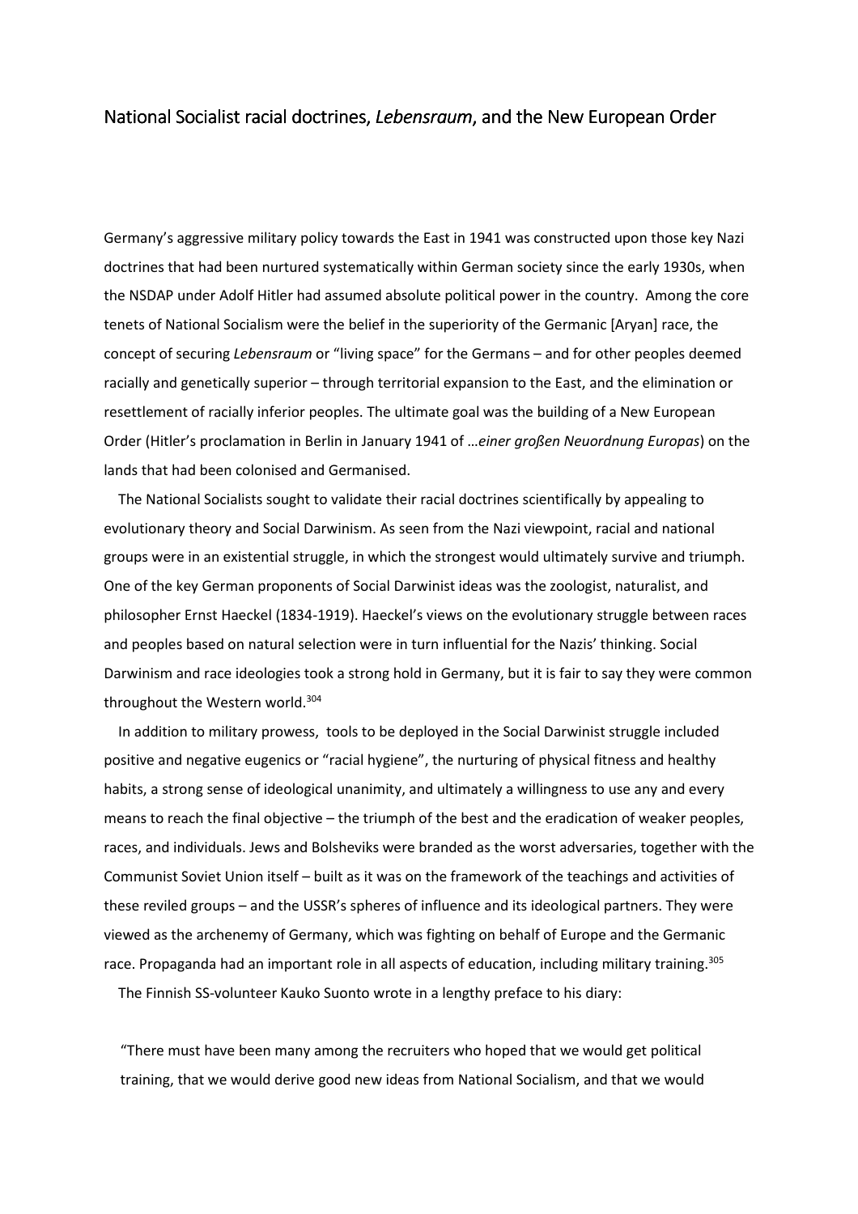# National Socialist racial doctrines, *Lebensraum*, and the New European Order

Germany's aggressive military policy towards the East in 1941 was constructed upon those key Nazi doctrines that had been nurtured systematically within German society since the early 1930s, when the NSDAP under Adolf Hitler had assumed absolute political power in the country. Among the core tenets of National Socialism were the belief in the superiority of the Germanic [Aryan] race, the concept of securing *Lebensraum* or "living space" for the Germans – and for other peoples deemed racially and genetically superior – through territorial expansion to the East, and the elimination or resettlement of racially inferior peoples. The ultimate goal was the building of a New European Order (Hitler's proclamation in Berlin in January 1941 of …*einer großen Neuordnung Europas*) on the lands that had been colonised and Germanised.

The National Socialists sought to validate their racial doctrines scientifically by appealing to evolutionary theory and Social Darwinism. As seen from the Nazi viewpoint, racial and national groups were in an existential struggle, in which the strongest would ultimately survive and triumph. One of the key German proponents of Social Darwinist ideas was the zoologist, naturalist, and philosopher Ernst Haeckel (1834-1919). Haeckel's views on the evolutionary struggle between races and peoples based on natural selection were in turn influential for the Nazis' thinking. Social Darwinism and race ideologies took a strong hold in Germany, but it is fair to say they were common throughout the Western world.[304]

In addition to military prowess, tools to be deployed in the Social Darwinist struggle included positive and negative eugenics or "racial hygiene", the nurturing of physical fitness and healthy habits, a strong sense of ideological unanimity, and ultimately a willingness to use any and every means to reach the final objective – the triumph of the best and the eradication of weaker peoples, races, and individuals. Jews and Bolsheviks were branded as the worst adversaries, together with the Communist Soviet Union itself – built as it was on the framework of the teachings and activities of these reviled groups – and the USSR's spheres of influence and its ideological partners. They were viewed as the archenemy of Germany, which was fighting on behalf of Europe and the Germanic race. Propaganda had an important role in all aspects of education, including military training.[305]

The Finnish SS-volunteer Kauko Suonto wrote in a lengthy preface to his diary:

> "There must have been many among the recruiters who hoped that we would get political training, that we would derive good new ideas from National Socialism, and that we would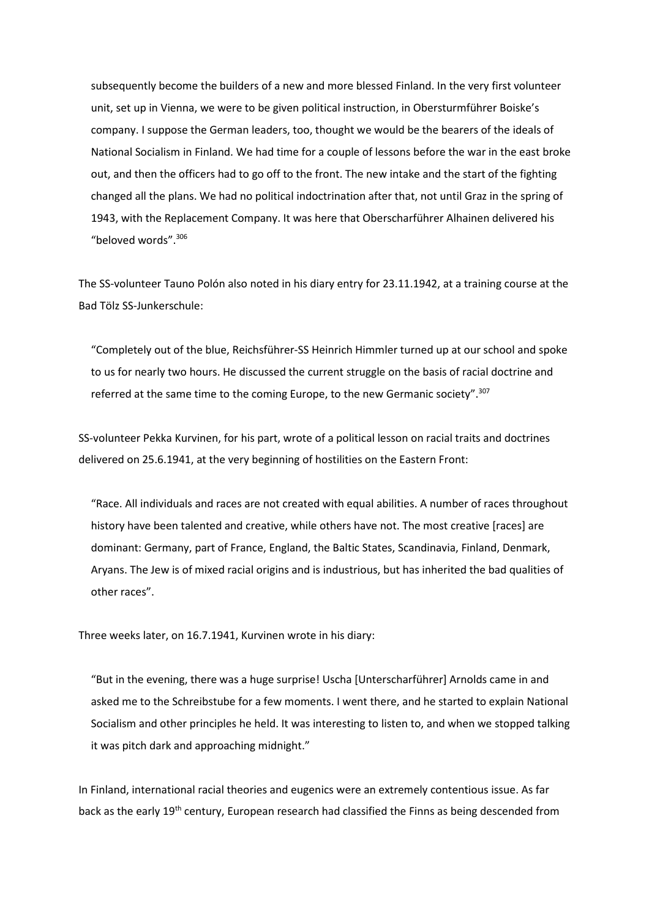subsequently become the builders of a new and more blessed Finland. In the very first volunteer unit, set up in Vienna, we were to be given political instruction, in Obersturmführer Boiske's company. I suppose the German leaders, too, thought we would be the bearers of the ideals of National Socialism in Finland. We had time for a couple of lessons before the war in the east broke out, and then the officers had to go off to the front. The new intake and the start of the fighting changed all the plans. We had no political indoctrination after that, not until Graz in the spring of 1943, with the Replacement Company. It was here that Oberscharführer Alhainen delivered his "beloved words".[306]

The SS-volunteer Tauno Polón also noted in his diary entry for 23.11.1942, at a training course at the Bad Tölz SS-Junkerschule:

> "Completely out of the blue, Reichsführer-SS Heinrich Himmler turned up at our school and spoke to us for nearly two hours. He discussed the current struggle on the basis of racial doctrine and referred at the same time to the coming Europe, to the new Germanic society".[307]

SS-volunteer Pekka Kurvinen, for his part, wrote of a political lesson on racial traits and doctrines delivered on 25.6.1941, at the very beginning of hostilities on the Eastern Front:

> "Race. All individuals and races are not created with equal abilities. A number of races throughout history have been talented and creative, while others have not. The most creative [races] are dominant: Germany, part of France, England, the Baltic States, Scandinavia, Finland, Denmark, Aryans. The Jew is of mixed racial origins and is industrious, but has inherited the bad qualities of other races".

Three weeks later, on 16.7.1941, Kurvinen wrote in his diary:

> "But in the evening, there was a huge surprise! Uscha [Unterscharführer] Arnolds came in and asked me to the Schreibstube for a few moments. I went there, and he started to explain National Socialism and other principles he held. It was interesting to listen to, and when we stopped talking it was pitch dark and approaching midnight."

In Finland, international racial theories and eugenics were an extremely contentious issue. As far back as the early 19th century, European research had classified the Finns as being descended from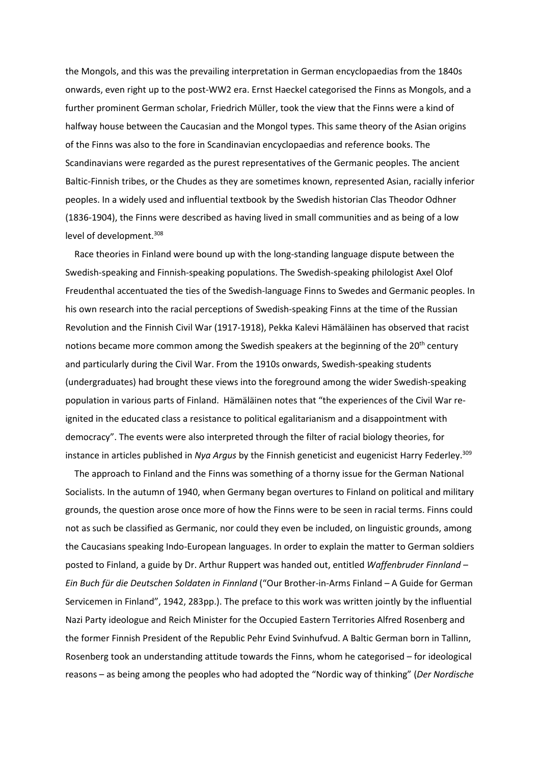the Mongols, and this was the prevailing interpretation in German encyclopaedias from the 1840s onwards, even right up to the post-WW2 era. Ernst Haeckel categorised the Finns as Mongols, and a further prominent German scholar, Friedrich Müller, took the view that the Finns were a kind of halfway house between the Caucasian and the Mongol types. This same theory of the Asian origins of the Finns was also to the fore in Scandinavian encyclopaedias and reference books. The Scandinavians were regarded as the purest representatives of the Germanic peoples. The ancient Baltic-Finnish tribes, or the Chudes as they are sometimes known, represented Asian, racially inferior peoples. In a widely used and influential textbook by the Swedish historian Clas Theodor Odhner (1836-1904), the Finns were described as having lived in small communities and as being of a low level of development.[308]

Race theories in Finland were bound up with the long-standing language dispute between the Swedish-speaking and Finnish-speaking populations. The Swedish-speaking philologist Axel Olof Freudenthal accentuated the ties of the Swedish-language Finns to Swedes and Germanic peoples. In his own research into the racial perceptions of Swedish-speaking Finns at the time of the Russian Revolution and the Finnish Civil War (1917-1918), Pekka Kalevi Hämäläinen has observed that racist notions became more common among the Swedish speakers at the beginning of the 20th century and particularly during the Civil War. From the 1910s onwards, Swedish-speaking students (undergraduates) had brought these views into the foreground among the wider Swedish-speaking population in various parts of Finland. Hämäläinen notes that "the experiences of the Civil War re-ignited in the educated class a resistance to political egalitarianism and a disappointment with democracy". The events were also interpreted through the filter of racial biology theories, for instance in articles published in *Nya Argus* by the Finnish geneticist and eugenicist Harry Federley.[309]

The approach to Finland and the Finns was something of a thorny issue for the German National Socialists. In the autumn of 1940, when Germany began overtures to Finland on political and military grounds, the question arose once more of how the Finns were to be seen in racial terms. Finns could not as such be classified as Germanic, nor could they even be included, on linguistic grounds, among the Caucasians speaking Indo-European languages. In order to explain the matter to German soldiers posted to Finland, a guide by Dr. Arthur Ruppert was handed out, entitled *Waffenbruder Finnland – Ein Buch für die Deutschen Soldaten in Finnland* ("Our Brother-in-Arms Finland – A Guide for German Servicemen in Finland", 1942, 283pp.). The preface to this work was written jointly by the influential Nazi Party ideologue and Reich Minister for the Occupied Eastern Territories Alfred Rosenberg and the former Finnish President of the Republic Pehr Evind Svinhufvud. A Baltic German born in Tallinn, Rosenberg took an understanding attitude towards the Finns, whom he categorised – for ideological reasons – as being among the peoples who had adopted the "Nordic way of thinking" (*Der Nordische*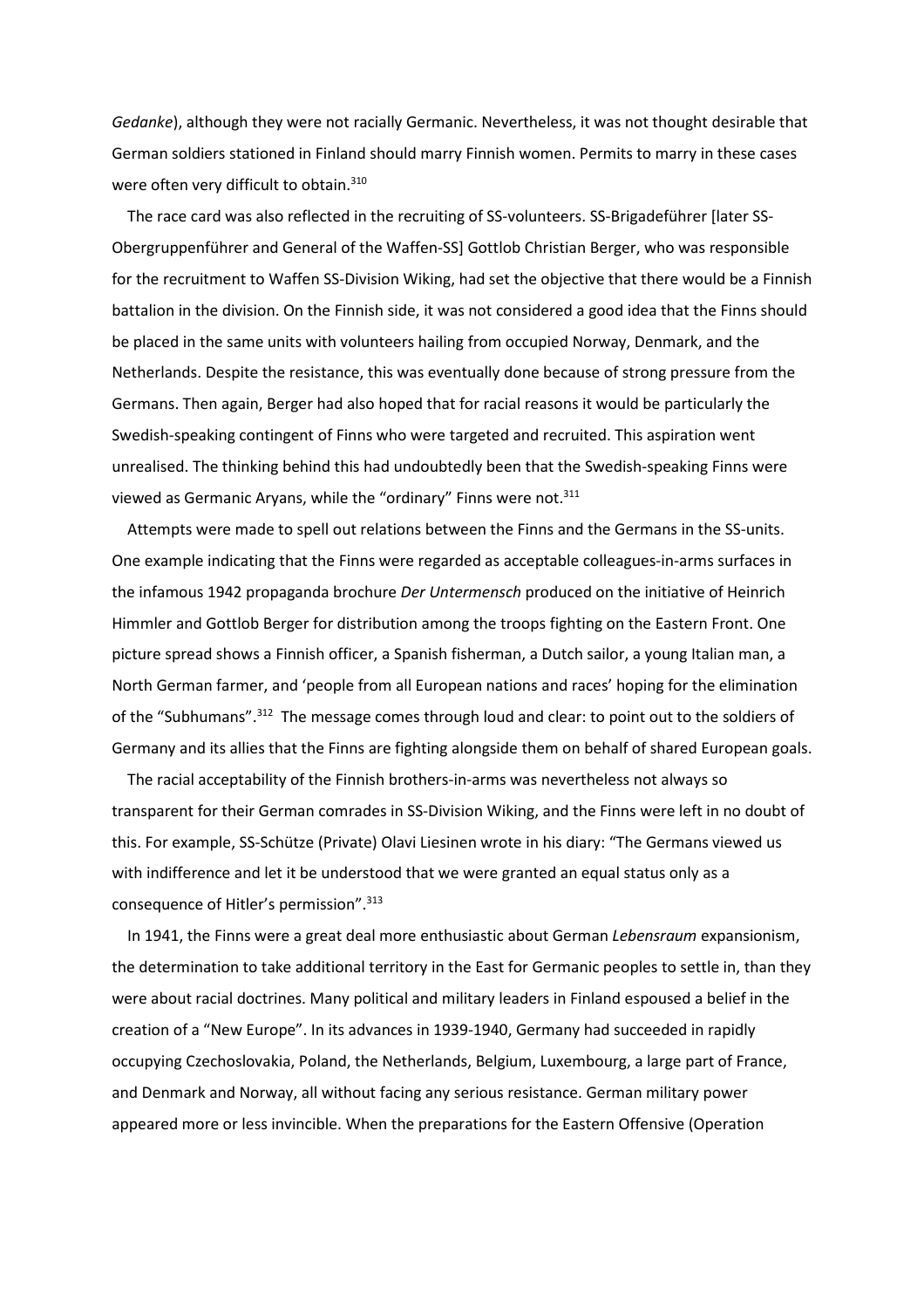*Gedanke*), although they were not racially Germanic. Nevertheless, it was not thought desirable that German soldiers stationed in Finland should marry Finnish women. Permits to marry in these cases were often very difficult to obtain.[310]

The race card was also reflected in the recruiting of SS-volunteers. SS-Brigadeführer [later SS-Obergruppenführer and General of the Waffen-SS] Gottlob Christian Berger, who was responsible for the recruitment to Waffen SS-Division Wiking, had set the objective that there would be a Finnish battalion in the division. On the Finnish side, it was not considered a good idea that the Finns should be placed in the same units with volunteers hailing from occupied Norway, Denmark, and the Netherlands. Despite the resistance, this was eventually done because of strong pressure from the Germans. Then again, Berger had also hoped that for racial reasons it would be particularly the Swedish-speaking contingent of Finns who were targeted and recruited. This aspiration went unrealised. The thinking behind this had undoubtedly been that the Swedish-speaking Finns were viewed as Germanic Aryans, while the "ordinary" Finns were not.[311]

Attempts were made to spell out relations between the Finns and the Germans in the SS-units. One example indicating that the Finns were regarded as acceptable colleagues-in-arms surfaces in the infamous 1942 propaganda brochure *Der Untermensch* produced on the initiative of Heinrich Himmler and Gottlob Berger for distribution among the troops fighting on the Eastern Front. One picture spread shows a Finnish officer, a Spanish fisherman, a Dutch sailor, a young Italian man, a North German farmer, and 'people from all European nations and races' hoping for the elimination of the "Subhumans".[312] The message comes through loud and clear: to point out to the soldiers of Germany and its allies that the Finns are fighting alongside them on behalf of shared European goals.

The racial acceptability of the Finnish brothers-in-arms was nevertheless not always so transparent for their German comrades in SS-Division Wiking, and the Finns were left in no doubt of this. For example, SS-Schütze (Private) Olavi Liesinen wrote in his diary: "The Germans viewed us with indifference and let it be understood that we were granted an equal status only as a consequence of Hitler's permission".[313]

In 1941, the Finns were a great deal more enthusiastic about German *Lebensraum* expansionism, the determination to take additional territory in the East for Germanic peoples to settle in, than they were about racial doctrines. Many political and military leaders in Finland espoused a belief in the creation of a "New Europe". In its advances in 1939-1940, Germany had succeeded in rapidly occupying Czechoslovakia, Poland, the Netherlands, Belgium, Luxembourg, a large part of France, and Denmark and Norway, all without facing any serious resistance. German military power appeared more or less invincible. When the preparations for the Eastern Offensive (Operation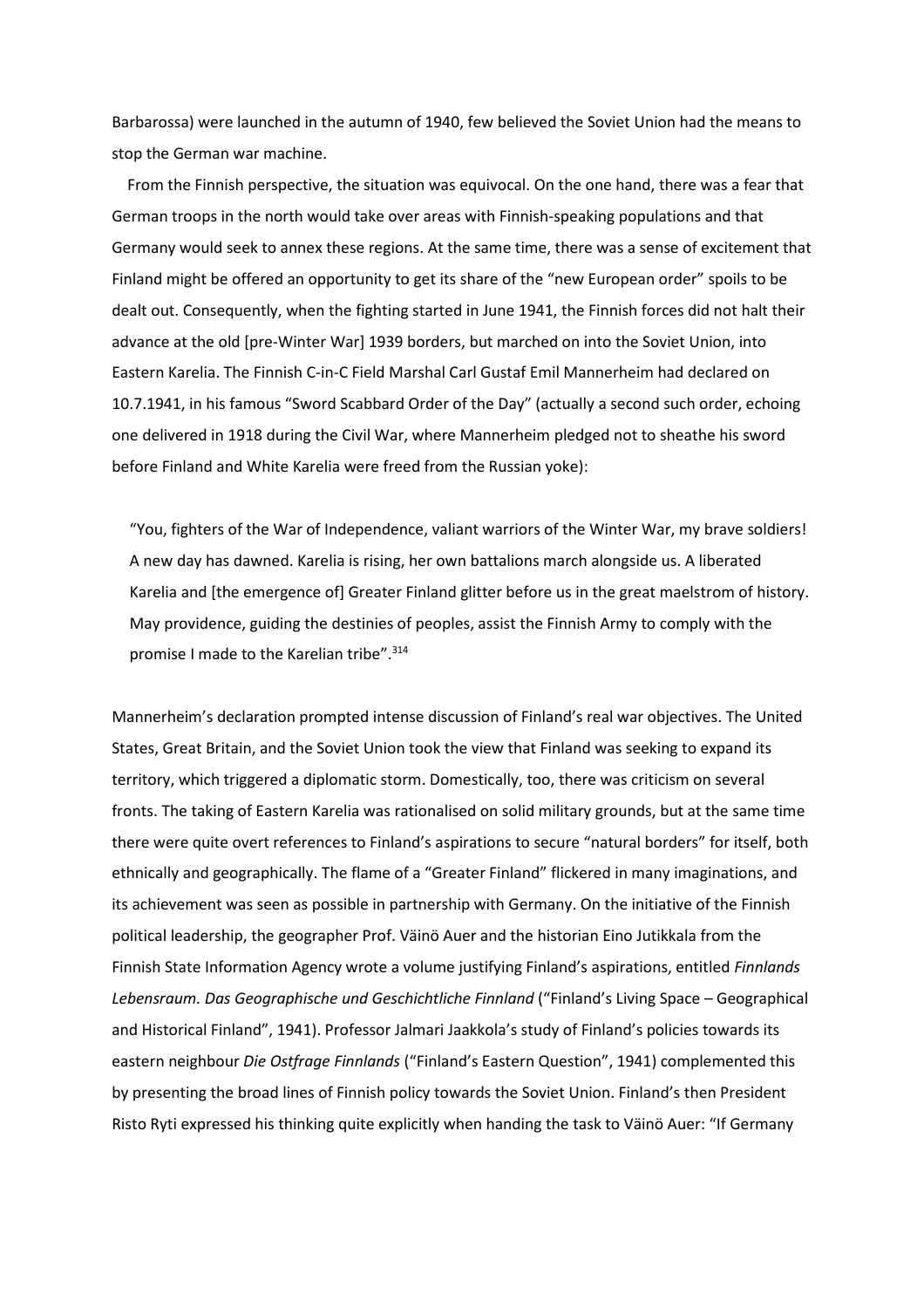Barbarossa) were launched in the autumn of 1940, few believed the Soviet Union had the means to stop the German war machine.

From the Finnish perspective, the situation was equivocal. On the one hand, there was a fear that German troops in the north would take over areas with Finnish-speaking populations and that Germany would seek to annex these regions. At the same time, there was a sense of excitement that Finland might be offered an opportunity to get its share of the "new European order" spoils to be dealt out. Consequently, when the fighting started in June 1941, the Finnish forces did not halt their advance at the old [pre-Winter War] 1939 borders, but marched on into the Soviet Union, into Eastern Karelia. The Finnish C-in-C Field Marshal Carl Gustaf Emil Mannerheim had declared on 10.7.1941, in his famous "Sword Scabbard Order of the Day" (actually a second such order, echoing one delivered in 1918 during the Civil War, where Mannerheim pledged not to sheathe his sword before Finland and White Karelia were freed from the Russian yoke):

> "You, fighters of the War of Independence, valiant warriors of the Winter War, my brave soldiers! A new day has dawned. Karelia is rising, her own battalions march alongside us. A liberated Karelia and [the emergence of] Greater Finland glitter before us in the great maelstrom of history. May providence, guiding the destinies of peoples, assist the Finnish Army to comply with the promise I made to the Karelian tribe".[314]

Mannerheim's declaration prompted intense discussion of Finland's real war objectives. The United States, Great Britain, and the Soviet Union took the view that Finland was seeking to expand its territory, which triggered a diplomatic storm. Domestically, too, there was criticism on several fronts. The taking of Eastern Karelia was rationalised on solid military grounds, but at the same time there were quite overt references to Finland's aspirations to secure "natural borders" for itself, both ethnically and geographically. The flame of a "Greater Finland" flickered in many imaginations, and its achievement was seen as possible in partnership with Germany. On the initiative of the Finnish political leadership, the geographer Prof. Väinö Auer and the historian Eino Jutikkala from the Finnish State Information Agency wrote a volume justifying Finland's aspirations, entitled *Finnlands Lebensraum. Das Geographische und Geschichtliche Finnland* ("Finland's Living Space – Geographical and Historical Finland", 1941). Professor Jalmari Jaakkola's study of Finland's policies towards its eastern neighbour *Die Ostfrage Finnlands* ("Finland's Eastern Question", 1941) complemented this by presenting the broad lines of Finnish policy towards the Soviet Union. Finland's then President Risto Ryti expressed his thinking quite explicitly when handing the task to Väinö Auer: "If Germany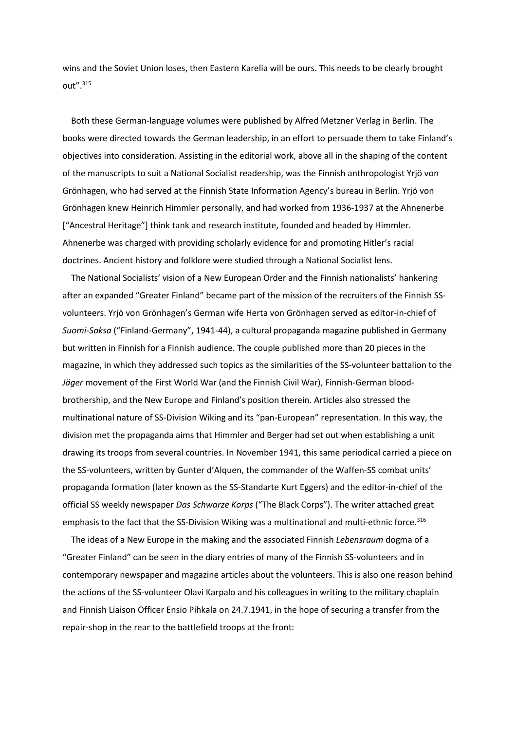wins and the Soviet Union loses, then Eastern Karelia will be ours. This needs to be clearly brought out".[315]

Both these German-language volumes were published by Alfred Metzner Verlag in Berlin. The books were directed towards the German leadership, in an effort to persuade them to take Finland's objectives into consideration. Assisting in the editorial work, above all in the shaping of the content of the manuscripts to suit a National Socialist readership, was the Finnish anthropologist Yrjö von Grönhagen, who had served at the Finnish State Information Agency's bureau in Berlin. Yrjö von Grönhagen knew Heinrich Himmler personally, and had worked from 1936-1937 at the Ahnenerbe ["Ancestral Heritage"] think tank and research institute, founded and headed by Himmler. Ahnenerbe was charged with providing scholarly evidence for and promoting Hitler's racial doctrines. Ancient history and folklore were studied through a National Socialist lens.

The National Socialists' vision of a New European Order and the Finnish nationalists' hankering after an expanded "Greater Finland" became part of the mission of the recruiters of the Finnish SS-volunteers. Yrjö von Grönhagen's German wife Herta von Grönhagen served as editor-in-chief of *Suomi-Saksa* ("Finland-Germany", 1941-44), a cultural propaganda magazine published in Germany but written in Finnish for a Finnish audience. The couple published more than 20 pieces in the magazine, in which they addressed such topics as the similarities of the SS-volunteer battalion to the *Jäger* movement of the First World War (and the Finnish Civil War), Finnish-German blood-brothership, and the New Europe and Finland's position therein. Articles also stressed the multinational nature of SS-Division Wiking and its "pan-European" representation. In this way, the division met the propaganda aims that Himmler and Berger had set out when establishing a unit drawing its troops from several countries. In November 1941, this same periodical carried a piece on the SS-volunteers, written by Gunter d'Alquen, the commander of the Waffen-SS combat units' propaganda formation (later known as the SS-Standarte Kurt Eggers) and the editor-in-chief of the official SS weekly newspaper *Das Schwarze Korps* ("The Black Corps"). The writer attached great emphasis to the fact that the SS-Division Wiking was a multinational and multi-ethnic force.[316]

The ideas of a New Europe in the making and the associated Finnish *Lebensraum* dogma of a "Greater Finland" can be seen in the diary entries of many of the Finnish SS-volunteers and in contemporary newspaper and magazine articles about the volunteers. This is also one reason behind the actions of the SS-volunteer Olavi Karpalo and his colleagues in writing to the military chaplain and Finnish Liaison Officer Ensio Pihkala on 24.7.1941, in the hope of securing a transfer from the repair-shop in the rear to the battlefield troops at the front: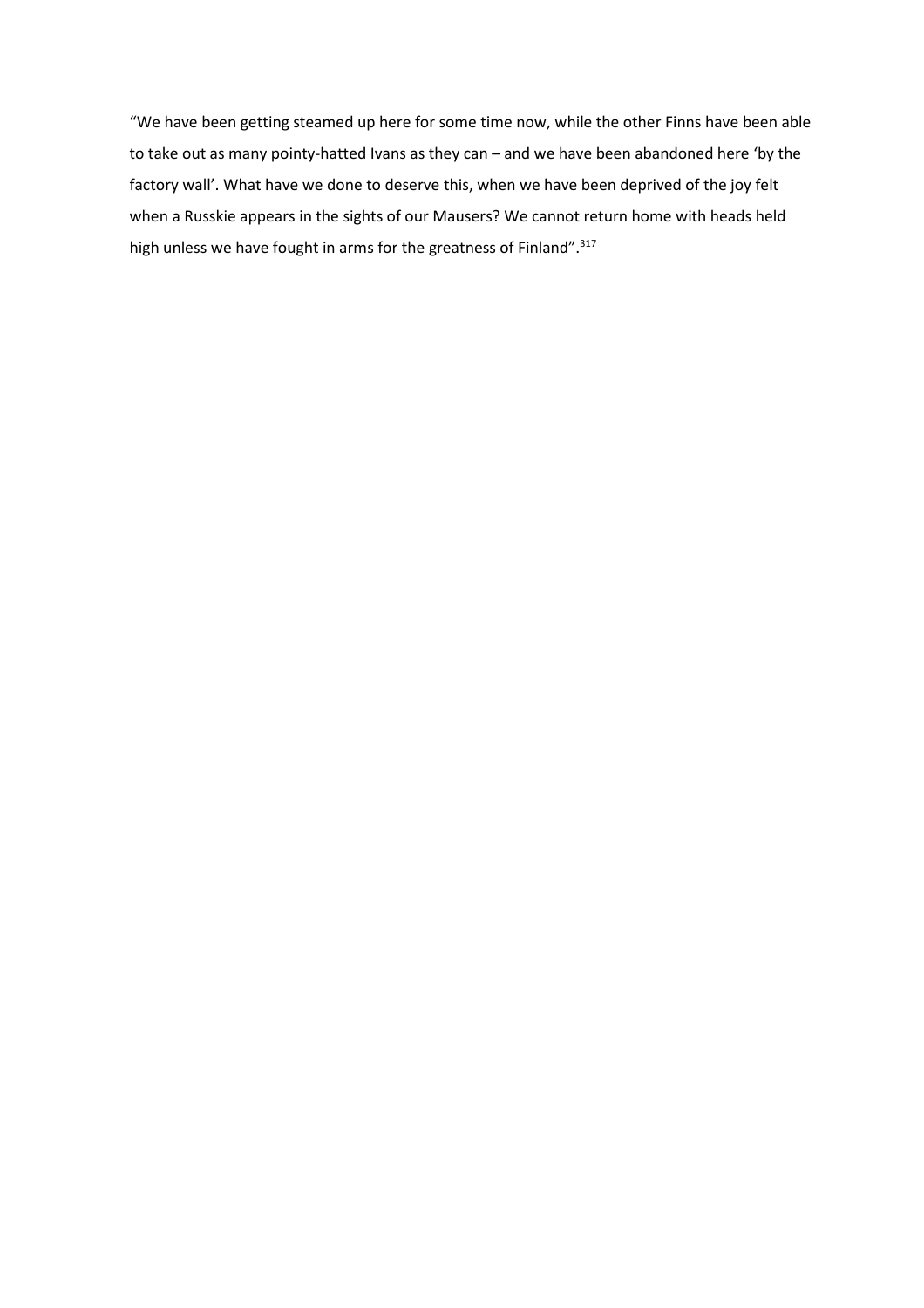"We have been getting steamed up here for some time now, while the other Finns have been able to take out as many pointy-hatted Ivans as they can – and we have been abandoned here 'by the factory wall'. What have we done to deserve this, when we have been deprived of the joy felt when a Russkie appears in the sights of our Mausers? We cannot return home with heads held high unless we have fought in arms for the greatness of Finland".[317]